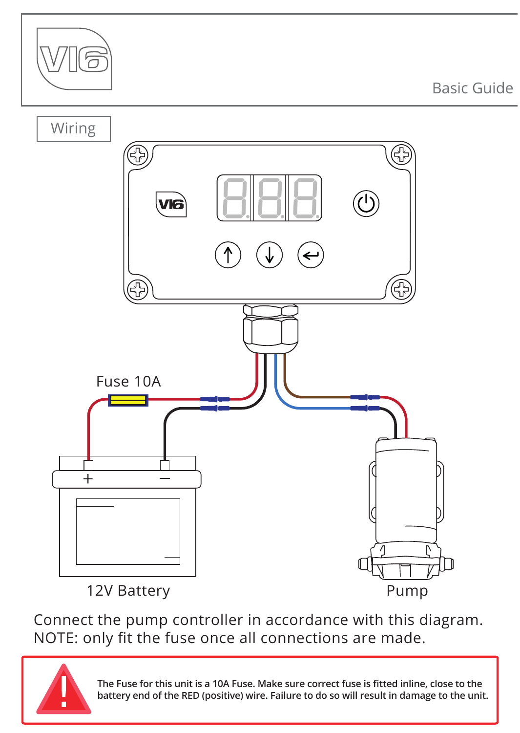# VI6

Basic Guide

## Wiring

Fuse 10A

12V Battery

Pump

Connect the pump controller in accordance with this diagram.
NOTE: only fit the fuse once all connections are made.

**The Fuse for this unit is a 10A Fuse. Make sure correct fuse is fitted inline, close to the battery end of the RED (positive) wire. Failure to do so will result in damage to the unit.**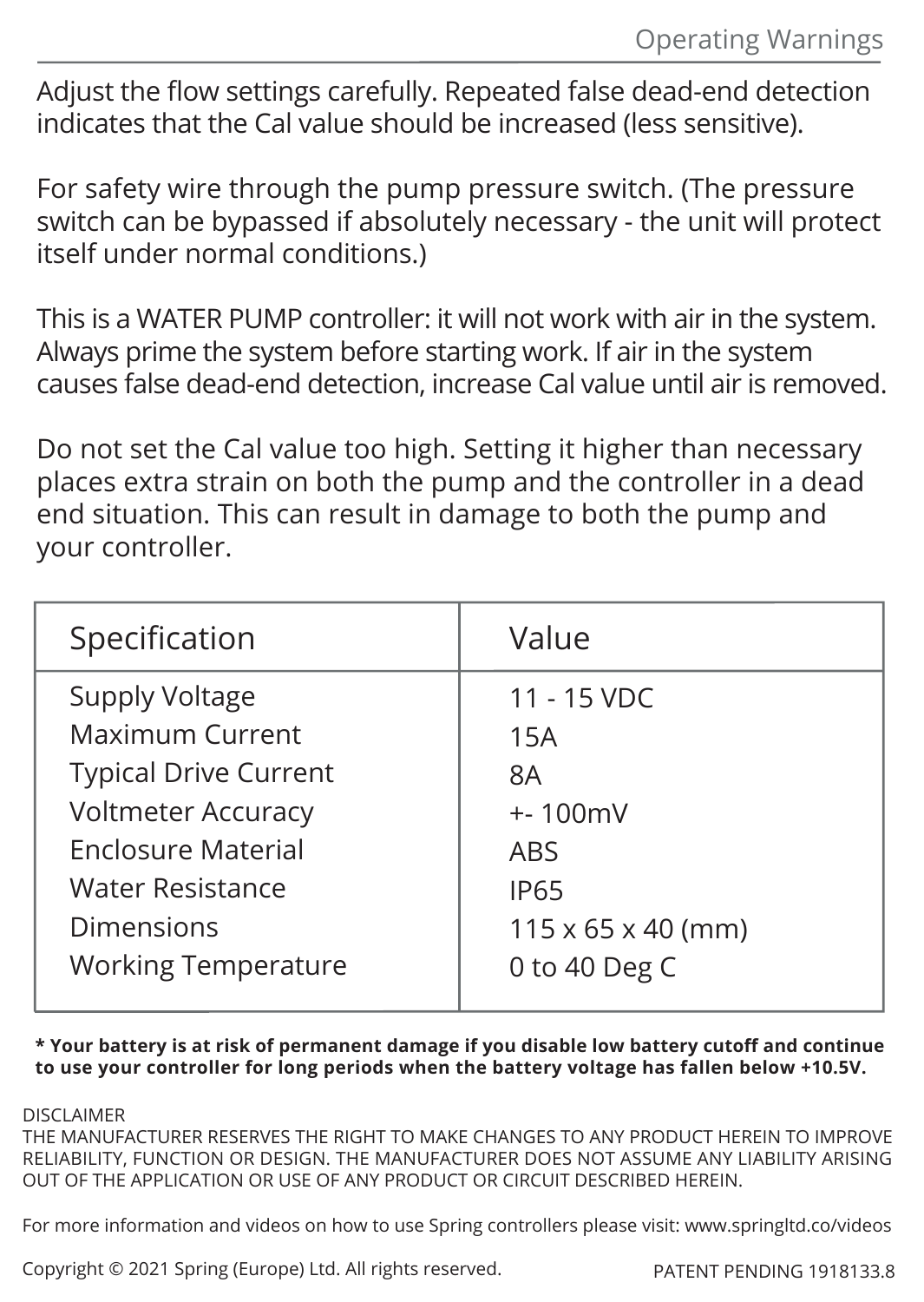## Operating Warnings

Adjust the flow settings carefully. Repeated false dead-end detection indicates that the Cal value should be increased (less sensitive).

For safety wire through the pump pressure switch. (The pressure switch can be bypassed if absolutely necessary - the unit will protect itself under normal conditions.)

This is a WATER PUMP controller: it will not work with air in the system. Always prime the system before starting work. If air in the system causes false dead-end detection, increase Cal value until air is removed.

Do not set the Cal value too high. Setting it higher than necessary places extra strain on both the pump and the controller in a dead end situation. This can result in damage to both the pump and your controller.

| Specification | Value |
| --- | --- |
| Supply Voltage | 11 - 15 VDC |
| Maximum Current | 15A |
| Typical Drive Current | 8A |
| Voltmeter Accuracy | +- 100mV |
| Enclosure Material | ABS |
| Water Resistance | IP65 |
| Dimensions | 115 x 65 x 40 (mm) |
| Working Temperature | 0 to 40 Deg C |

**\* Your battery is at risk of permanent damage if you disable low battery cutoff and continue to use your controller for long periods when the battery voltage has fallen below +10.5V.**

DISCLAIMER
THE MANUFACTURER RESERVES THE RIGHT TO MAKE CHANGES TO ANY PRODUCT HEREIN TO IMPROVE RELIABILITY, FUNCTION OR DESIGN. THE MANUFACTURER DOES NOT ASSUME ANY LIABILITY ARISING OUT OF THE APPLICATION OR USE OF ANY PRODUCT OR CIRCUIT DESCRIBED HEREIN.

For more information and videos on how to use Spring controllers please visit: www.springltd.co/videos

Copyright © 2021 Spring (Europe) Ltd. All rights reserved.

PATENT PENDING 1918133.8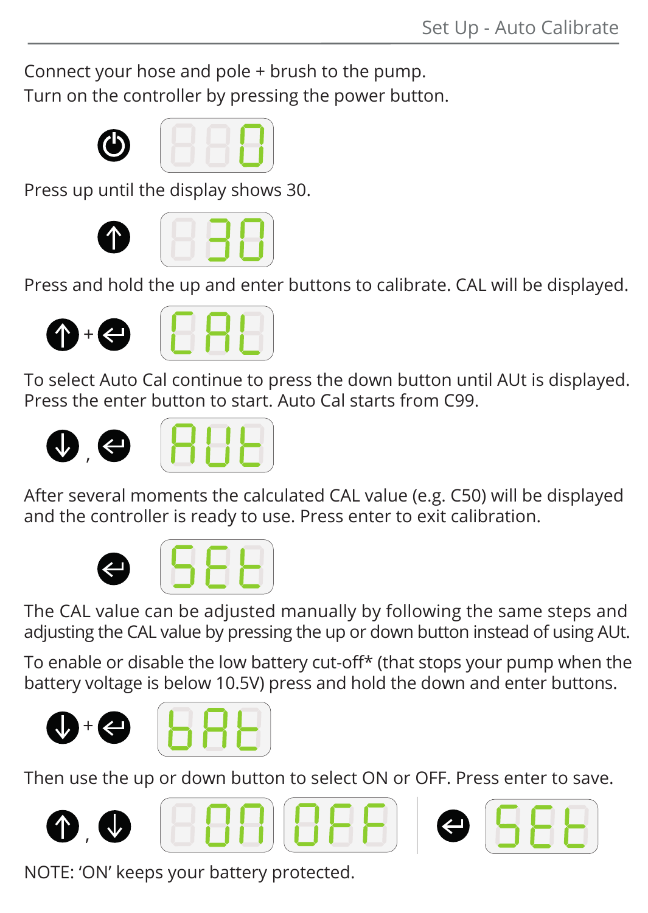## Set Up - Auto Calibrate

Connect your hose and pole + brush to the pump.
Turn on the controller by pressing the power button.

Press up until the display shows 30.

Press and hold the up and enter buttons to calibrate. CAL will be displayed.

To select Auto Cal continue to press the down button until AUt is displayed.
Press the enter button to start. Auto Cal starts from C99.

After several moments the calculated CAL value (e.g. C50) will be displayed and the controller is ready to use. Press enter to exit calibration.

The CAL value can be adjusted manually by following the same steps and adjusting the CAL value by pressing the up or down button instead of using AUt.

To enable or disable the low battery cut-off* (that stops your pump when the battery voltage is below 10.5V) press and hold the down and enter buttons.

Then use the up or down button to select ON or OFF. Press enter to save.

NOTE: 'ON' keeps your battery protected.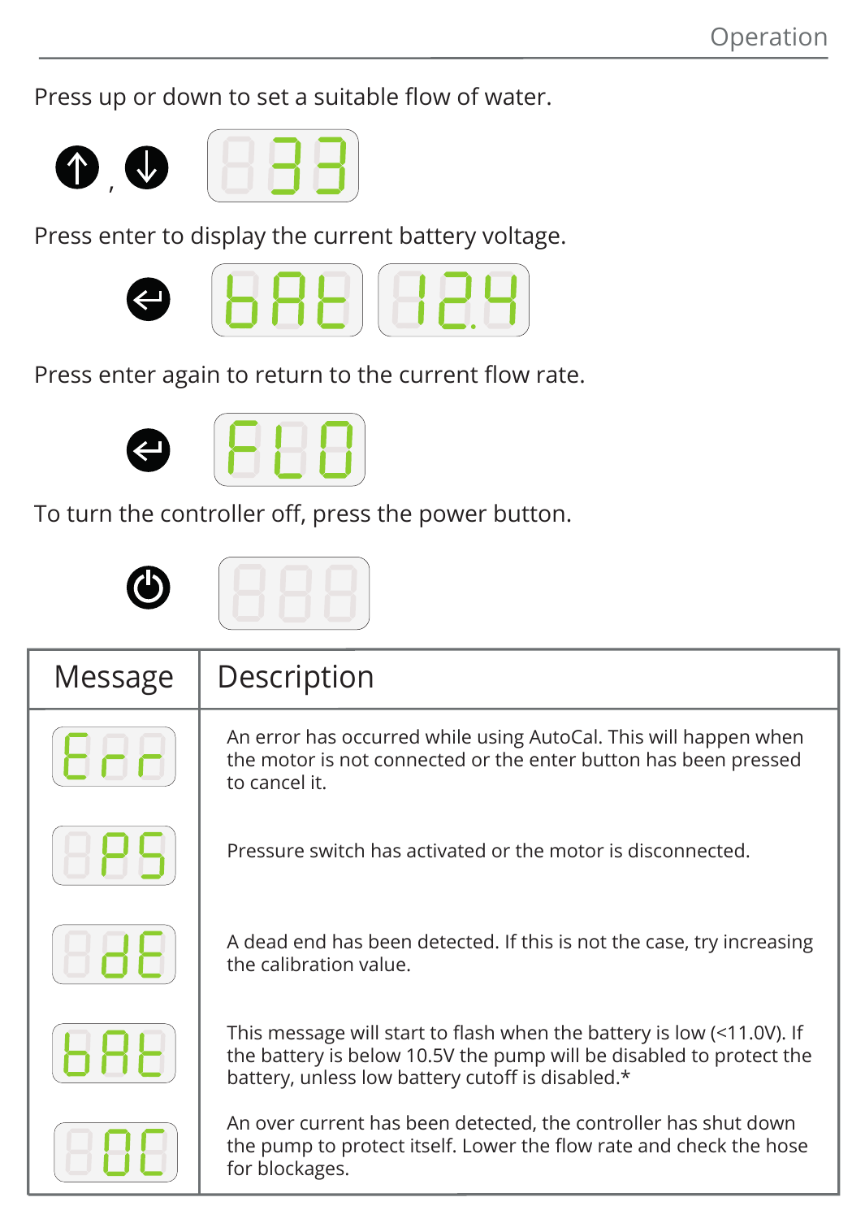Press up or down to set a suitable flow of water.

↑ , ↓ 33

Press enter to display the current battery voltage.

↵ bAt 12.4

Press enter again to return to the current flow rate.

↵ FLO

To turn the controller off, press the power button.

⏻

| Message | Description |
|---|---|
| Err | An error has occurred while using AutoCal. This will happen when the motor is not connected or the enter button has been pressed to cancel it. |
| PS | Pressure switch has activated or the motor is disconnected. |
| dE | A dead end has been detected. If this is not the case, try increasing the calibration value. |
| bAt | This message will start to flash when the battery is low (<11.0V). If the battery is below 10.5V the pump will be disabled to protect the battery, unless low battery cutoff is disabled.* |
| OC | An over current has been detected, the controller has shut down the pump to protect itself. Lower the flow rate and check the hose for blockages. |